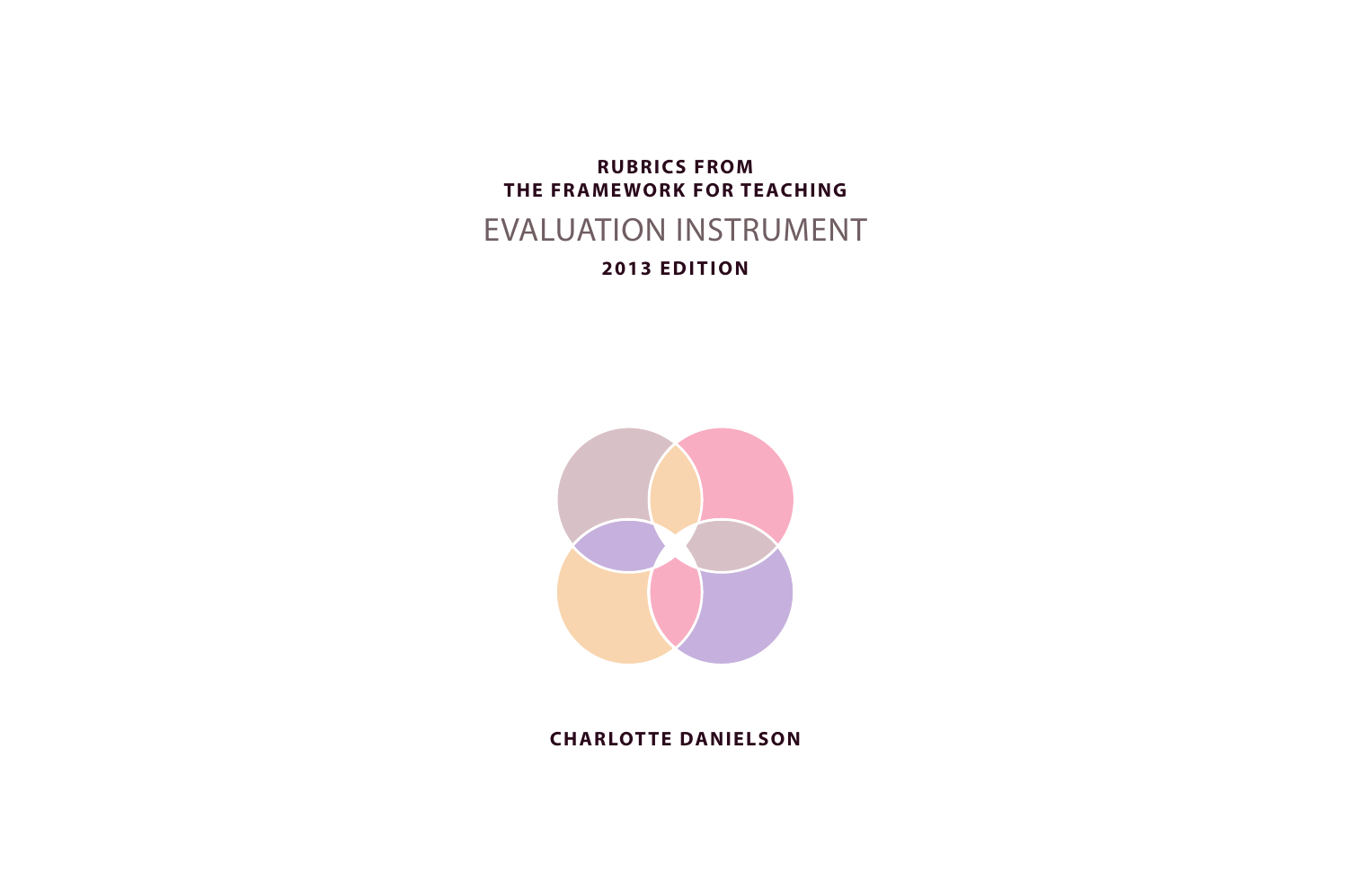**RUBRICS FROM**
**THE FRAMEWORK FOR TEACHING**

# EVALUATION INSTRUMENT

**2013 EDITION**

**CHARLOTTE DANIELSON**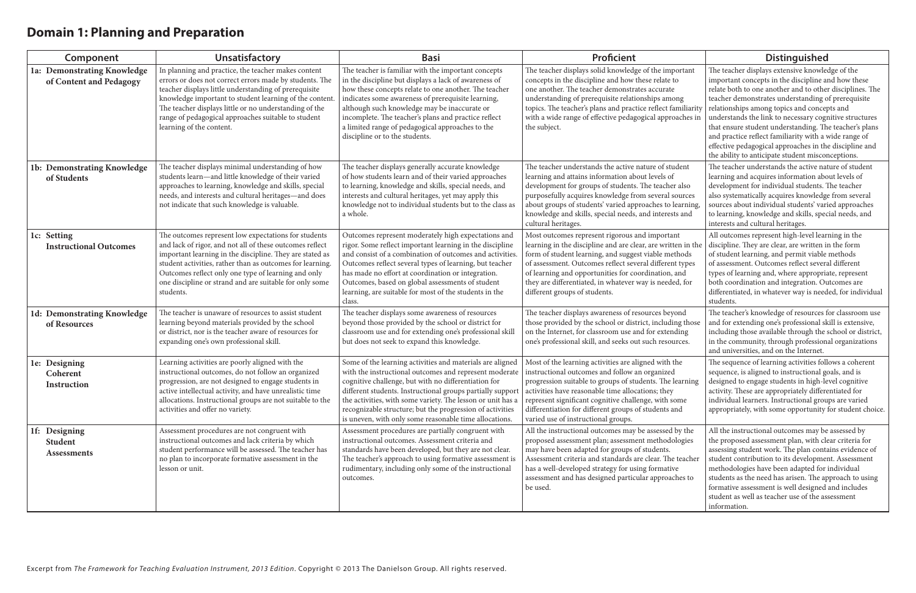## Domain 1: Planning and Preparation

| Component | Unsatisfactory | Basi | Proficient | Distinguished |
| --- | --- | --- | --- | --- |
| **1a: Demonstrating Knowledge of Content and Pedagogy** | In planning and practice, the teacher makes content errors or does not correct errors made by students. The teacher displays little understanding of prerequisite knowledge important to student learning of the content. The teacher displays little or no understanding of the range of pedagogical approaches suitable to student learning of the content. | The teacher is familiar with the important concepts in the discipline but displays a lack of awareness of how these concepts relate to one another. The teacher indicates some awareness of prerequisite learning, although such knowledge may be inaccurate or incomplete. The teacher's plans and practice reflect a limited range of pedagogical approaches to the discipline or to the students. | The teacher displays solid knowledge of the important concepts in the discipline and how these relate to one another. The teacher demonstrates accurate understanding of prerequisite relationships among topics. The teacher's plans and practice reflect familiarity with a wide range of effective pedagogical approaches in the subject. | The teacher displays extensive knowledge of the important concepts in the discipline and how these relate both to one another and to other disciplines. The teacher demonstrates understanding of prerequisite relationships among topics and concepts and understands the link to necessary cognitive structures that ensure student understanding. The teacher's plans and practice reflect familiarity with a wide range of effective pedagogical approaches in the discipline and the ability to anticipate student misconceptions. |
| **1b: Demonstrating Knowledge of Students** | The teacher displays minimal understanding of how students learn—and little knowledge of their varied approaches to learning, knowledge and skills, special needs, and interests and cultural heritages—and does not indicate that such knowledge is valuable. | The teacher displays generally accurate knowledge of how students learn and of their varied approaches to learning, knowledge and skills, special needs, and interests and cultural heritages, yet may apply this knowledge not to individual students but to the class as a whole. | The teacher understands the active nature of student learning and attains information about levels of development for groups of students. The teacher also purposefully acquires knowledge from several sources about groups of students' varied approaches to learning, knowledge and skills, special needs, and interests and cultural heritages. | The teacher understands the active nature of student learning and acquires information about levels of development for individual students. The teacher also systematically acquires knowledge from several sources about individual students' varied approaches to learning, knowledge and skills, special needs, and interests and cultural heritages. |
| **1c: Setting Instructional Outcomes** | The outcomes represent low expectations for students and lack of rigor, and not all of these outcomes reflect important learning in the discipline. They are stated as student activities, rather than as outcomes for learning. Outcomes reflect only one type of learning and only one discipline or strand and are suitable for only some students. | Outcomes represent moderately high expectations and rigor. Some reflect important learning in the discipline and consist of a combination of outcomes and activities. Outcomes reflect several types of learning, but teacher has made no effort at coordination or integration. Outcomes, based on global assessments of student learning, are suitable for most of the students in the class. | Most outcomes represent rigorous and important learning in the discipline and are clear, are written in the form of student learning, and suggest viable methods of assessment. Outcomes reflect several different types of learning and opportunities for coordination, and they are differentiated, in whatever way is needed, for different groups of students. | All outcomes represent high-level learning in the discipline. They are clear, are written in the form of student learning, and permit viable methods of assessment. Outcomes reflect several different types of learning and, where appropriate, represent both coordination and integration. Outcomes are differentiated, in whatever way is needed, for individual students. |
| **1d: Demonstrating Knowledge of Resources** | The teacher is unaware of resources to assist student learning beyond materials provided by the school or district, nor is the teacher aware of resources for expanding one's own professional skill. | The teacher displays some awareness of resources beyond those provided by the school or district for classroom use and for extending one's professional skill but does not seek to expand this knowledge. | The teacher displays awareness of resources beyond those provided by the school or district, including those on the Internet, for classroom use and for extending one's professional skill, and seeks out such resources. | The teacher's knowledge of resources for classroom use and for extending one's professional skill is extensive, including those available through the school or district, in the community, through professional organizations and universities, and on the Internet. |
| **1e: Designing Coherent Instruction** | Learning activities are poorly aligned with the instructional outcomes, do not follow an organized progression, are not designed to engage students in active intellectual activity, and have unrealistic time allocations. Instructional groups are not suitable to the activities and offer no variety. | Some of the learning activities and materials are aligned with the instructional outcomes and represent moderate cognitive challenge, but with no differentiation for different students. Instructional groups partially support the activities, with some variety. The lesson or unit has a recognizable structure; but the progression of activities is uneven, with only some reasonable time allocations. | Most of the learning activities are aligned with the instructional outcomes and follow an organized progression suitable to groups of students. The learning activities have reasonable time allocations; they represent significant cognitive challenge, with some differentiation for different groups of students and varied use of instructional groups. | The sequence of learning activities follows a coherent sequence, is aligned to instructional goals, and is designed to engage students in high-level cognitive activity. These are appropriately differentiated for individual learners. Instructional groups are varied appropriately, with some opportunity for student choice. |
| **1f: Designing Student Assessments** | Assessment procedures are not congruent with instructional outcomes and lack criteria by which student performance will be assessed. The teacher has no plan to incorporate formative assessment in the lesson or unit. | Assessment procedures are partially congruent with instructional outcomes. Assessment criteria and standards have been developed, but they are not clear. The teacher's approach to using formative assessment is rudimentary, including only some of the instructional outcomes. | All the instructional outcomes may be assessed by the proposed assessment plan; assessment methodologies may have been adapted for groups of students. Assessment criteria and standards are clear. The teacher has a well-developed strategy for using formative assessment and has designed particular approaches to be used. | All the instructional outcomes may be assessed by the proposed assessment plan, with clear criteria for assessing student work. The plan contains evidence of student contribution to its development. Assessment methodologies have been adapted for individual students as the need has arisen. The approach to using formative assessment is well designed and includes student as well as teacher use of the assessment information. |

Excerpt from *The Framework for Teaching Evaluation Instrument, 2013 Edition*. Copyright © 2013 The Danielson Group. All rights reserved.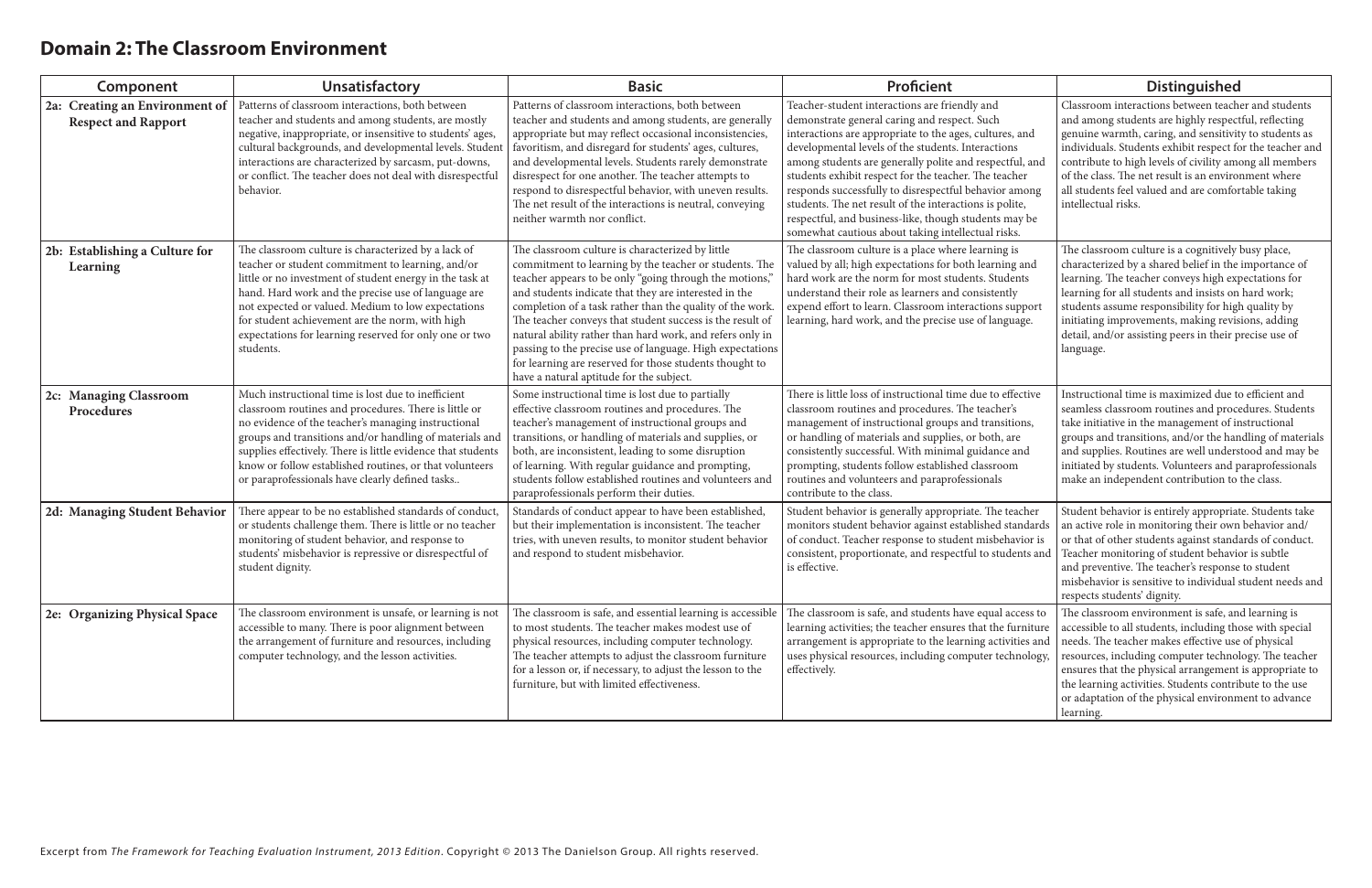## Domain 2: The Classroom Environment

| Component | Unsatisfactory | Basic | Proficient | Distinguished |
|---|---|---|---|---|
| **2a: Creating an Environment of Respect and Rapport** | Patterns of classroom interactions, both between teacher and students and among students, are mostly negative, inappropriate, or insensitive to students' ages, cultural backgrounds, and developmental levels. Student interactions are characterized by sarcasm, put-downs, or conflict. The teacher does not deal with disrespectful behavior. | Patterns of classroom interactions, both between teacher and students and among students, are generally appropriate but may reflect occasional inconsistencies, favoritism, and disregard for students' ages, cultures, and developmental levels. Students rarely demonstrate disrespect for one another. The teacher attempts to respond to disrespectful behavior, with uneven results. The net result of the interactions is neutral, conveying neither warmth nor conflict. | Teacher-student interactions are friendly and demonstrate general caring and respect. Such interactions are appropriate to the ages, cultures, and developmental levels of the students. Interactions among students are generally polite and respectful, and students exhibit respect for the teacher. The teacher responds successfully to disrespectful behavior among students. The net result of the interactions is polite, respectful, and business-like, though students may be somewhat cautious about taking intellectual risks. | Classroom interactions between teacher and students and among students are highly respectful, reflecting genuine warmth, caring, and sensitivity to students as individuals. Students exhibit respect for the teacher and contribute to high levels of civility among all members of the class. The net result is an environment where all students feel valued and are comfortable taking intellectual risks. |
| **2b: Establishing a Culture for Learning** | The classroom culture is characterized by a lack of teacher or student commitment to learning, and/or little or no investment of student energy in the task at hand. Hard work and the precise use of language are not expected or valued. Medium to low expectations for student achievement are the norm, with high expectations for learning reserved for only one or two students. | The classroom culture is characterized by little commitment to learning by the teacher or students. The teacher appears to be only "going through the motions," and students indicate that they are interested in the completion of a task rather than the quality of the work. The teacher conveys that student success is the result of natural ability rather than hard work, and refers only in passing to the precise use of language. High expectations for learning are reserved for those students thought to have a natural aptitude for the subject. | The classroom culture is a place where learning is valued by all; high expectations for both learning and hard work are the norm for most students. Students understand their role as learners and consistently expend effort to learn. Classroom interactions support learning, hard work, and the precise use of language. | The classroom culture is a cognitively busy place, characterized by a shared belief in the importance of learning. The teacher conveys high expectations for learning for all students and insists on hard work; students assume responsibility for high quality by initiating improvements, making revisions, adding detail, and/or assisting peers in their precise use of language. |
| **2c: Managing Classroom Procedures** | Much instructional time is lost due to inefficient classroom routines and procedures. There is little or no evidence of the teacher's managing instructional groups and transitions and/or handling of materials and supplies effectively. There is little evidence that students know or follow established routines, or that volunteers or paraprofessionals have clearly defined tasks.. | Some instructional time is lost due to partially effective classroom routines and procedures. The teacher's management of instructional groups and transitions, or handling of materials and supplies, or both, are inconsistent, leading to some disruption of learning. With regular guidance and prompting, students follow established routines and volunteers and paraprofessionals perform their duties. | There is little loss of instructional time due to effective classroom routines and procedures. The teacher's management of instructional groups and transitions, or handling of materials and supplies, or both, are consistently successful. With minimal guidance and prompting, students follow established classroom routines and volunteers and paraprofessionals contribute to the class. | Instructional time is maximized due to efficient and seamless classroom routines and procedures. Students take initiative in the management of instructional groups and transitions, and/or the handling of materials and supplies. Routines are well understood and may be initiated by students. Volunteers and paraprofessionals make an independent contribution to the class. |
| **2d: Managing Student Behavior** | There appear to be no established standards of conduct, or students challenge them. There is little or no teacher monitoring of student behavior, and response to students' misbehavior is repressive or disrespectful of student dignity. | Standards of conduct appear to have been established, but their implementation is inconsistent. The teacher tries, with uneven results, to monitor student behavior and respond to student misbehavior. | Student behavior is generally appropriate. The teacher monitors student behavior against established standards of conduct. Teacher response to student misbehavior is consistent, proportionate, and respectful to students and is effective. | Student behavior is entirely appropriate. Students take an active role in monitoring their own behavior and/or that of other students against standards of conduct. Teacher monitoring of student behavior is subtle and preventive. The teacher's response to student misbehavior is sensitive to individual student needs and respects students' dignity. |
| **2e: Organizing Physical Space** | The classroom environment is unsafe, or learning is not accessible to many. There is poor alignment between the arrangement of furniture and resources, including computer technology, and the lesson activities. | The classroom is safe, and essential learning is accessible to most students. The teacher makes modest use of physical resources, including computer technology. The teacher attempts to adjust the classroom furniture for a lesson or, if necessary, to adjust the lesson to the furniture, but with limited effectiveness. | The classroom is safe, and students have equal access to learning activities; the teacher ensures that the furniture arrangement is appropriate to the learning activities and uses physical resources, including computer technology, effectively. | The classroom environment is safe, and learning is accessible to all students, including those with special needs. The teacher makes effective use of physical resources, including computer technology. The teacher ensures that the physical arrangement is appropriate to the learning activities. Students contribute to the use or adaptation of the physical environment to advance learning. |

Excerpt from *The Framework for Teaching Evaluation Instrument, 2013 Edition*. Copyright © 2013 The Danielson Group. All rights reserved.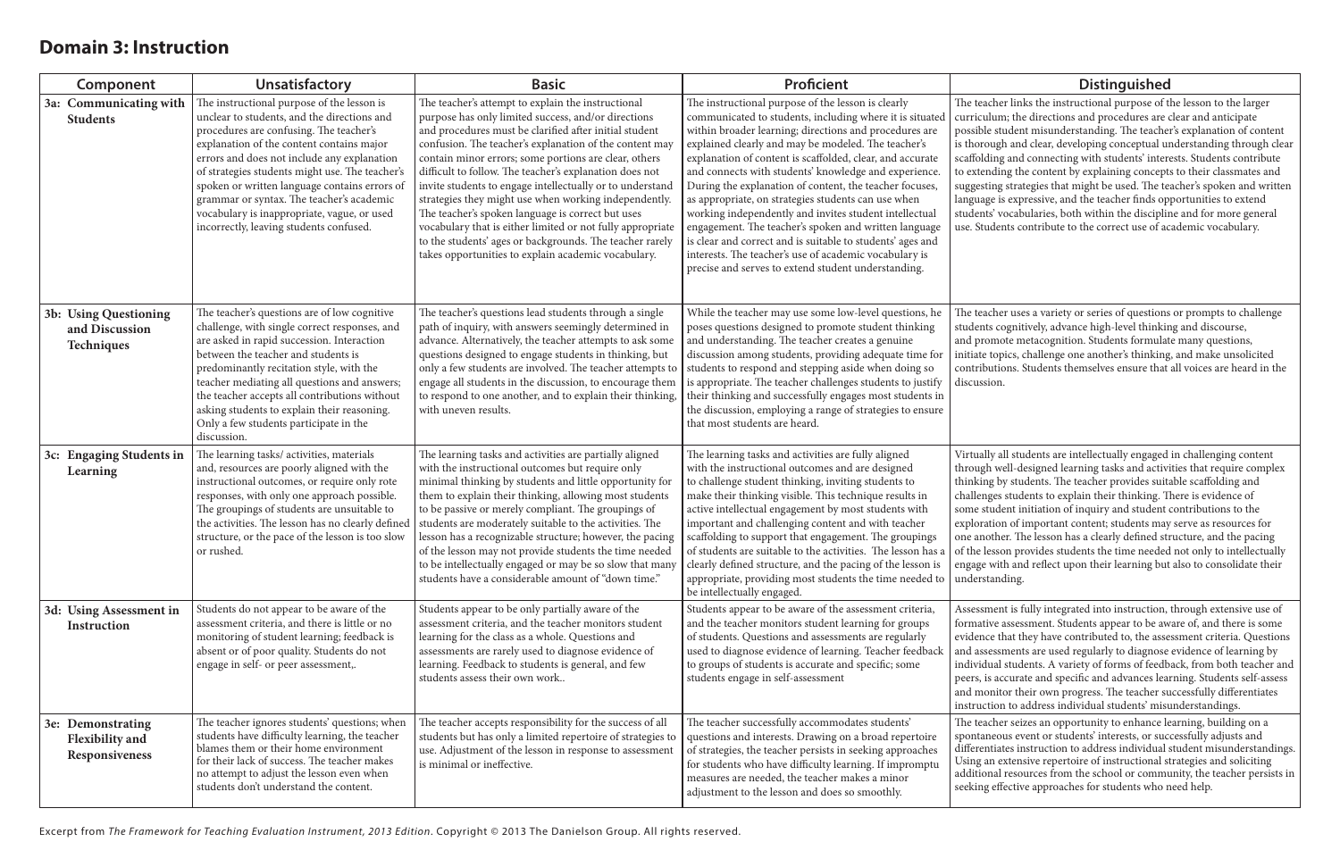## Domain 3: Instruction

| Component | Unsatisfactory | Basic | Proficient | Distinguished |
|---|---|---|---|---|
| 3a: Communicating with Students | The instructional purpose of the lesson is unclear to students, and the directions and procedures are confusing. The teacher's explanation of the content contains major errors and does not include any explanation of strategies students might use. The teacher's spoken or written language contains errors of grammar or syntax. The teacher's academic vocabulary is inappropriate, vague, or used incorrectly, leaving students confused. | The teacher's attempt to explain the instructional purpose has only limited success, and/or directions and procedures must be clarified after initial student confusion. The teacher's explanation of the content may contain minor errors; some portions are clear, others difficult to follow. The teacher's explanation does not invite students to engage intellectually or to understand strategies they might use when working independently. The teacher's spoken language is correct but uses vocabulary that is either limited or not fully appropriate to the students' ages or backgrounds. The teacher rarely takes opportunities to explain academic vocabulary. | The instructional purpose of the lesson is clearly communicated to students, including where it is situated within broader learning; directions and procedures are explained clearly and may be modeled. The teacher's explanation of content is scaffolded, clear, and accurate and connects with students' knowledge and experience. During the explanation of content, the teacher focuses, as appropriate, on strategies students can use when working independently and invites student intellectual engagement. The teacher's spoken and written language is clear and correct and is suitable to students' ages and interests. The teacher's use of academic vocabulary is precise and serves to extend student understanding. | The teacher links the instructional purpose of the lesson to the larger curriculum; the directions and procedures are clear and anticipate possible student misunderstanding. The teacher's explanation of content is thorough and clear, developing conceptual understanding through clear scaffolding and connecting with students' interests. Students contribute to extending the content by explaining concepts to their classmates and suggesting strategies that might be used. The teacher's spoken and written language is expressive, and the teacher finds opportunities to extend students' vocabularies, both within the discipline and for more general use. Students contribute to the correct use of academic vocabulary. |
| 3b: Using Questioning and Discussion Techniques | The teacher's questions are of low cognitive challenge, with single correct responses, and are asked in rapid succession. Interaction between the teacher and students is predominantly recitation style, with the teacher mediating all questions and answers; the teacher accepts all contributions without asking students to explain their reasoning. Only a few students participate in the discussion. | The teacher's questions lead students through a single path of inquiry, with answers seemingly determined in advance. Alternatively, the teacher attempts to ask some questions designed to engage students in thinking, but only a few students are involved. The teacher attempts to engage all students in the discussion, to encourage them to respond to one another, and to explain their thinking, with uneven results. | While the teacher may use some low-level questions, he poses questions designed to promote student thinking and understanding. The teacher creates a genuine discussion among students, providing adequate time for students to respond and stepping aside when doing so is appropriate. The teacher challenges students to justify their thinking and successfully engages most students in the discussion, employing a range of strategies to ensure that most students are heard. | The teacher uses a variety or series of questions or prompts to challenge students cognitively, advance high-level thinking and discourse, and promote metacognition. Students formulate many questions, initiate topics, challenge one another's thinking, and make unsolicited contributions. Students themselves ensure that all voices are heard in the discussion. |
| 3c: Engaging Students in Learning | The learning tasks/ activities, materials and, resources are poorly aligned with the instructional outcomes, or require only rote responses, with only one approach possible. The groupings of students are unsuitable to the activities. The lesson has no clearly defined structure, or the pace of the lesson is too slow or rushed. | The learning tasks and activities are partially aligned with the instructional outcomes but require only minimal thinking by students and little opportunity for them to explain their thinking, allowing most students to be passive or merely compliant. The groupings of students are moderately suitable to the activities. The lesson has a recognizable structure; however, the pacing of the lesson may not provide students the time needed to be intellectually engaged or may be so slow that many students have a considerable amount of "down time." | The learning tasks and activities are fully aligned with the instructional outcomes and are designed to challenge student thinking, inviting students to make their thinking visible. This technique results in active intellectual engagement by most students with important and challenging content and with teacher scaffolding to support that engagement. The groupings of students are suitable to the activities. The lesson has a clearly defined structure, and the pacing of the lesson is appropriate, providing most students the time needed to be intellectually engaged. | Virtually all students are intellectually engaged in challenging content through well-designed learning tasks and activities that require complex thinking by students. The teacher provides suitable scaffolding and challenges students to explain their thinking. There is evidence of some student initiation of inquiry and student contributions to the exploration of important content; students may serve as resources for one another. The lesson has a clearly defined structure, and the pacing of the lesson provides students the time needed not only to intellectually engage with and reflect upon their learning but also to consolidate their understanding. |
| 3d: Using Assessment in Instruction | Students do not appear to be aware of the assessment criteria, and there is little or no monitoring of student learning; feedback is absent or of poor quality. Students do not engage in self- or peer assessment,. | Students appear to be only partially aware of the assessment criteria, and the teacher monitors student learning for the class as a whole. Questions and assessments are rarely used to diagnose evidence of learning. Feedback to students is general, and few students assess their own work.. | Students appear to be aware of the assessment criteria, and the teacher monitors student learning for groups of students. Questions and assessments are regularly used to diagnose evidence of learning. Teacher feedback to groups of students is accurate and specific; some students engage in self-assessment | Assessment is fully integrated into instruction, through extensive use of formative assessment. Students appear to be aware of, and there is some evidence that they have contributed to, the assessment criteria. Questions and assessments are used regularly to diagnose evidence of learning by individual students. A variety of forms of feedback, from both teacher and peers, is accurate and specific and advances learning. Students self-assess and monitor their own progress. The teacher successfully differentiates instruction to address individual students' misunderstandings. |
| 3e: Demonstrating Flexibility and Responsiveness | The teacher ignores students' questions; when students have difficulty learning, the teacher blames them or their home environment for their lack of success. The teacher makes no attempt to adjust the lesson even when students don't understand the content. | The teacher accepts responsibility for the success of all students but has only a limited repertoire of strategies to use. Adjustment of the lesson in response to assessment is minimal or ineffective. | The teacher successfully accommodates students' questions and interests. Drawing on a broad repertoire of strategies, the teacher persists in seeking approaches for students who have difficulty learning. If impromptu measures are needed, the teacher makes a minor adjustment to the lesson and does so smoothly. | The teacher seizes an opportunity to enhance learning, building on a spontaneous event or students' interests, or successfully adjusts and differentiates instruction to address individual student misunderstandings. Using an extensive repertoire of instructional strategies and soliciting additional resources from the school or community, the teacher persists in seeking effective approaches for students who need help. |

Excerpt from *The Framework for Teaching Evaluation Instrument, 2013 Edition*. Copyright © 2013 The Danielson Group. All rights reserved.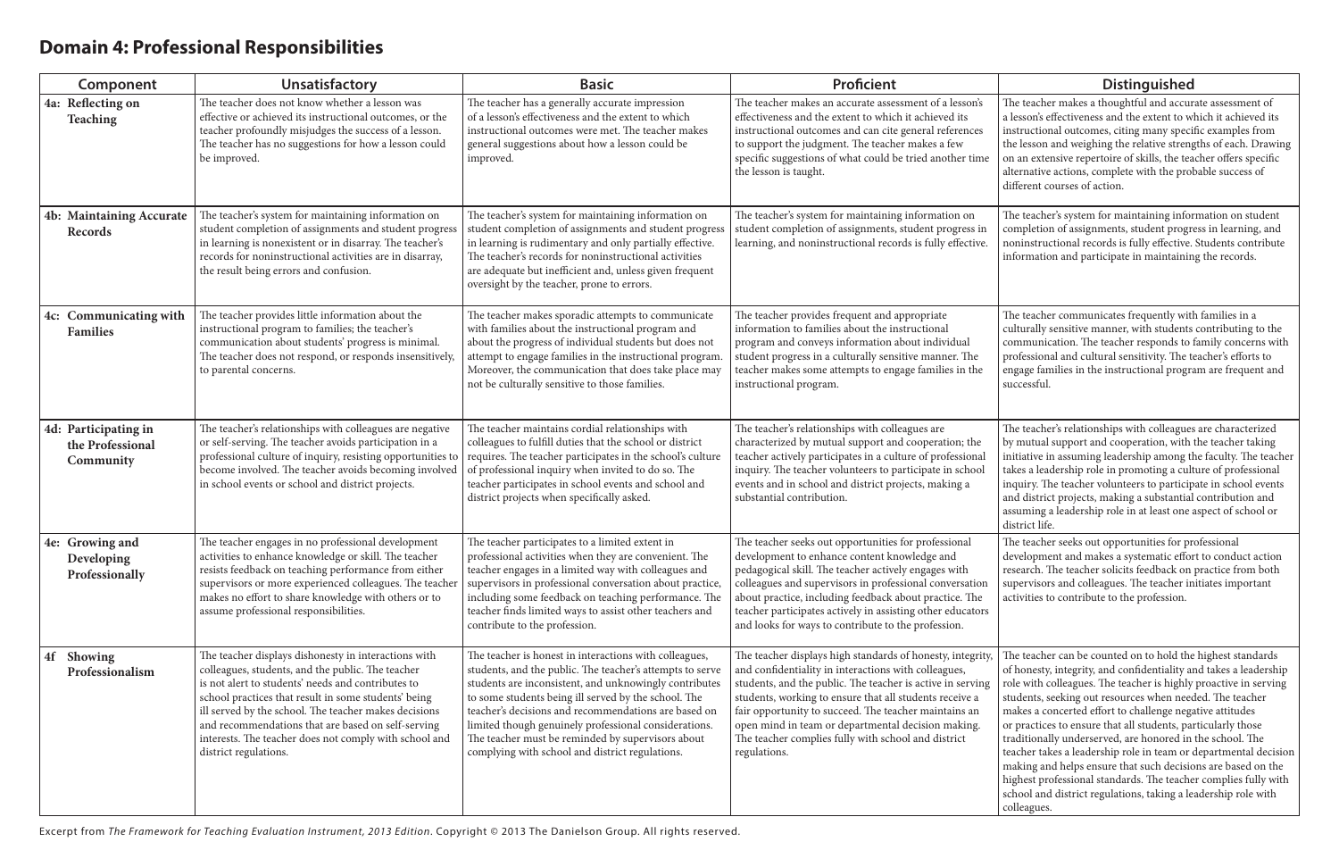## Domain 4: Professional Responsibilities

| Component | Unsatisfactory | Basic | Proficient | Distinguished |
|---|---|---|---|---|
| **4a: Reflecting on Teaching** | The teacher does not know whether a lesson was effective or achieved its instructional outcomes, or the teacher profoundly misjudges the success of a lesson. The teacher has no suggestions for how a lesson could be improved. | The teacher has a generally accurate impression of a lesson's effectiveness and the extent to which instructional outcomes were met. The teacher makes general suggestions about how a lesson could be improved. | The teacher makes an accurate assessment of a lesson's effectiveness and the extent to which it achieved its instructional outcomes and can cite general references to support the judgment. The teacher makes a few specific suggestions of what could be tried another time the lesson is taught. | The teacher makes a thoughtful and accurate assessment of a lesson's effectiveness and the extent to which it achieved its instructional outcomes, citing many specific examples from the lesson and weighing the relative strengths of each. Drawing on an extensive repertoire of skills, the teacher offers specific alternative actions, complete with the probable success of different courses of action. |
| **4b: Maintaining Accurate Records** | The teacher's system for maintaining information on student completion of assignments and student progress in learning is nonexistent or in disarray. The teacher's records for noninstructional activities are in disarray, the result being errors and confusion. | The teacher's system for maintaining information on student completion of assignments and student progress in learning is rudimentary and only partially effective. The teacher's records for noninstructional activities are adequate but inefficient and, unless given frequent oversight by the teacher, prone to errors. | The teacher's system for maintaining information on student completion of assignments, student progress in learning, and noninstructional records is fully effective. | The teacher's system for maintaining information on student completion of assignments, student progress in learning, and noninstructional records is fully effective. Students contribute information and participate in maintaining the records. |
| **4c: Communicating with Families** | The teacher provides little information about the instructional program to families; the teacher's communication about students' progress is minimal. The teacher does not respond, or responds insensitively, to parental concerns. | The teacher makes sporadic attempts to communicate with families about the instructional program and about the progress of individual students but does not attempt to engage families in the instructional program. Moreover, the communication that does take place may not be culturally sensitive to those families. | The teacher provides frequent and appropriate information to families about the instructional program and conveys information about individual student progress in a culturally sensitive manner. The teacher makes some attempts to engage families in the instructional program. | The teacher communicates frequently with families in a culturally sensitive manner, with students contributing to the communication. The teacher responds to family concerns with professional and cultural sensitivity. The teacher's efforts to engage families in the instructional program are frequent and successful. |
| **4d: Participating in the Professional Community** | The teacher's relationships with colleagues are negative or self-serving. The teacher avoids participation in a professional culture of inquiry, resisting opportunities to become involved. The teacher avoids becoming involved in school events or school and district projects. | The teacher maintains cordial relationships with colleagues to fulfill duties that the school or district requires. The teacher participates in the school's culture of professional inquiry when invited to do so. The teacher participates in school events and school and district projects when specifically asked. | The teacher's relationships with colleagues are characterized by mutual support and cooperation; the teacher actively participates in a culture of professional inquiry. The teacher volunteers to participate in school events and in school and district projects, making a substantial contribution. | The teacher's relationships with colleagues are characterized by mutual support and cooperation, with the teacher taking initiative in assuming leadership among the faculty. The teacher takes a leadership role in promoting a culture of professional inquiry. The teacher volunteers to participate in school events and district projects, making a substantial contribution and assuming a leadership role in at least one aspect of school or district life. |
| **4e: Growing and Developing Professionally** | The teacher engages in no professional development activities to enhance knowledge or skill. The teacher resists feedback on teaching performance from either supervisors or more experienced colleagues. The teacher makes no effort to share knowledge with others or to assume professional responsibilities. | The teacher participates to a limited extent in professional activities when they are convenient. The teacher engages in a limited way with colleagues and supervisors in professional conversation about practice, including some feedback on teaching performance. The teacher finds limited ways to assist other teachers and contribute to the profession. | The teacher seeks out opportunities for professional development to enhance content knowledge and pedagogical skill. The teacher actively engages with colleagues and supervisors in professional conversation about practice, including feedback about practice. The teacher participates actively in assisting other educators and looks for ways to contribute to the profession. | The teacher seeks out opportunities for professional development and makes a systematic effort to conduct action research. The teacher solicits feedback on practice from both supervisors and colleagues. The teacher initiates important activities to contribute to the profession. |
| **4f Showing Professionalism** | The teacher displays dishonesty in interactions with colleagues, students, and the public. The teacher is not alert to students' needs and contributes to school practices that result in some students' being ill served by the school. The teacher makes decisions and recommendations that are based on self-serving interests. The teacher does not comply with school and district regulations. | The teacher is honest in interactions with colleagues, students, and the public. The teacher's attempts to serve students are inconsistent, and unknowingly contributes to some students being ill served by the school. The teacher's decisions and recommendations are based on limited though genuinely professional considerations. The teacher must be reminded by supervisors about complying with school and district regulations. | The teacher displays high standards of honesty, integrity, and confidentiality in interactions with colleagues, students, and the public. The teacher is active in serving students, working to ensure that all students receive a fair opportunity to succeed. The teacher maintains an open mind in team or departmental decision making. The teacher complies fully with school and district regulations. | The teacher can be counted on to hold the highest standards of honesty, integrity, and confidentiality and takes a leadership role with colleagues. The teacher is highly proactive in serving students, seeking out resources when needed. The teacher makes a concerted effort to challenge negative attitudes or practices to ensure that all students, particularly those traditionally underserved, are honored in the school. The teacher takes a leadership role in team or departmental decision making and helps ensure that such decisions are based on the highest professional standards. The teacher complies fully with school and district regulations, taking a leadership role with colleagues. |

Excerpt from *The Framework for Teaching Evaluation Instrument, 2013 Edition*. Copyright © 2013 The Danielson Group. All rights reserved.